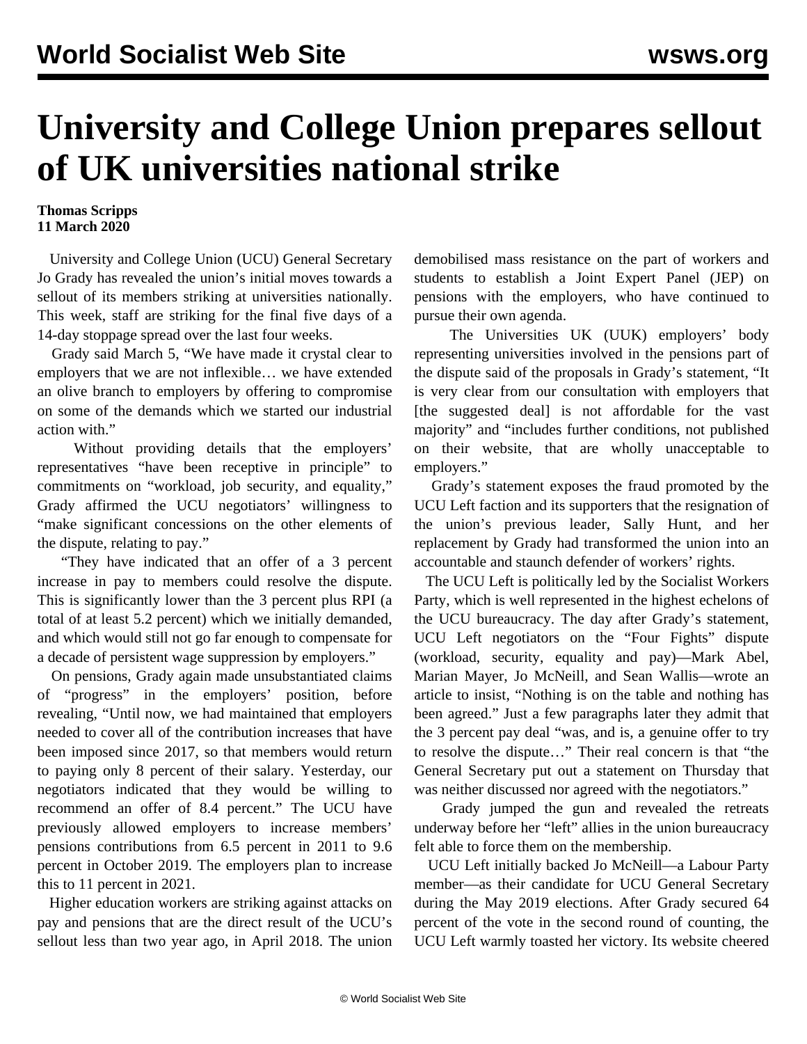# University and College Union prepares sellout of UK universities national strike

**Thomas Scripps**
**11 March 2020**

University and College Union (UCU) General Secretary Jo Grady has revealed the union's initial moves towards a sellout of its members striking at universities nationally. This week, staff are striking for the final five days of a 14-day stoppage spread over the last four weeks.

Grady said March 5, "We have made it crystal clear to employers that we are not inflexible… we have extended an olive branch to employers by offering to compromise on some of the demands which we started our industrial action with."

Without providing details that the employers' representatives "have been receptive in principle" to commitments on "workload, job security, and equality," Grady affirmed the UCU negotiators' willingness to "make significant concessions on the other elements of the dispute, relating to pay."

"They have indicated that an offer of a 3 percent increase in pay to members could resolve the dispute. This is significantly lower than the 3 percent plus RPI (a total of at least 5.2 percent) which we initially demanded, and which would still not go far enough to compensate for a decade of persistent wage suppression by employers."

On pensions, Grady again made unsubstantiated claims of "progress" in the employers' position, before revealing, "Until now, we had maintained that employers needed to cover all of the contribution increases that have been imposed since 2017, so that members would return to paying only 8 percent of their salary. Yesterday, our negotiators indicated that they would be willing to recommend an offer of 8.4 percent." The UCU have previously allowed employers to increase members' pensions contributions from 6.5 percent in 2011 to 9.6 percent in October 2019. The employers plan to increase this to 11 percent in 2021.

Higher education workers are striking against attacks on pay and pensions that are the direct result of the UCU's sellout less than two year ago, in April 2018. The union demobilised mass resistance on the part of workers and students to establish a Joint Expert Panel (JEP) on pensions with the employers, who have continued to pursue their own agenda.

The Universities UK (UUK) employers' body representing universities involved in the pensions part of the dispute said of the proposals in Grady's statement, "It is very clear from our consultation with employers that [the suggested deal] is not affordable for the vast majority" and "includes further conditions, not published on their website, that are wholly unacceptable to employers."

Grady's statement exposes the fraud promoted by the UCU Left faction and its supporters that the resignation of the union's previous leader, Sally Hunt, and her replacement by Grady had transformed the union into an accountable and staunch defender of workers' rights.

The UCU Left is politically led by the Socialist Workers Party, which is well represented in the highest echelons of the UCU bureaucracy. The day after Grady's statement, UCU Left negotiators on the "Four Fights" dispute (workload, security, equality and pay)—Mark Abel, Marian Mayer, Jo McNeill, and Sean Wallis—wrote an article to insist, "Nothing is on the table and nothing has been agreed." Just a few paragraphs later they admit that the 3 percent pay deal "was, and is, a genuine offer to try to resolve the dispute…" Their real concern is that "the General Secretary put out a statement on Thursday that was neither discussed nor agreed with the negotiators."

Grady jumped the gun and revealed the retreats underway before her "left" allies in the union bureaucracy felt able to force them on the membership.

UCU Left initially backed Jo McNeill—a Labour Party member—as their candidate for UCU General Secretary during the May 2019 elections. After Grady secured 64 percent of the vote in the second round of counting, the UCU Left warmly toasted her victory. Its website cheered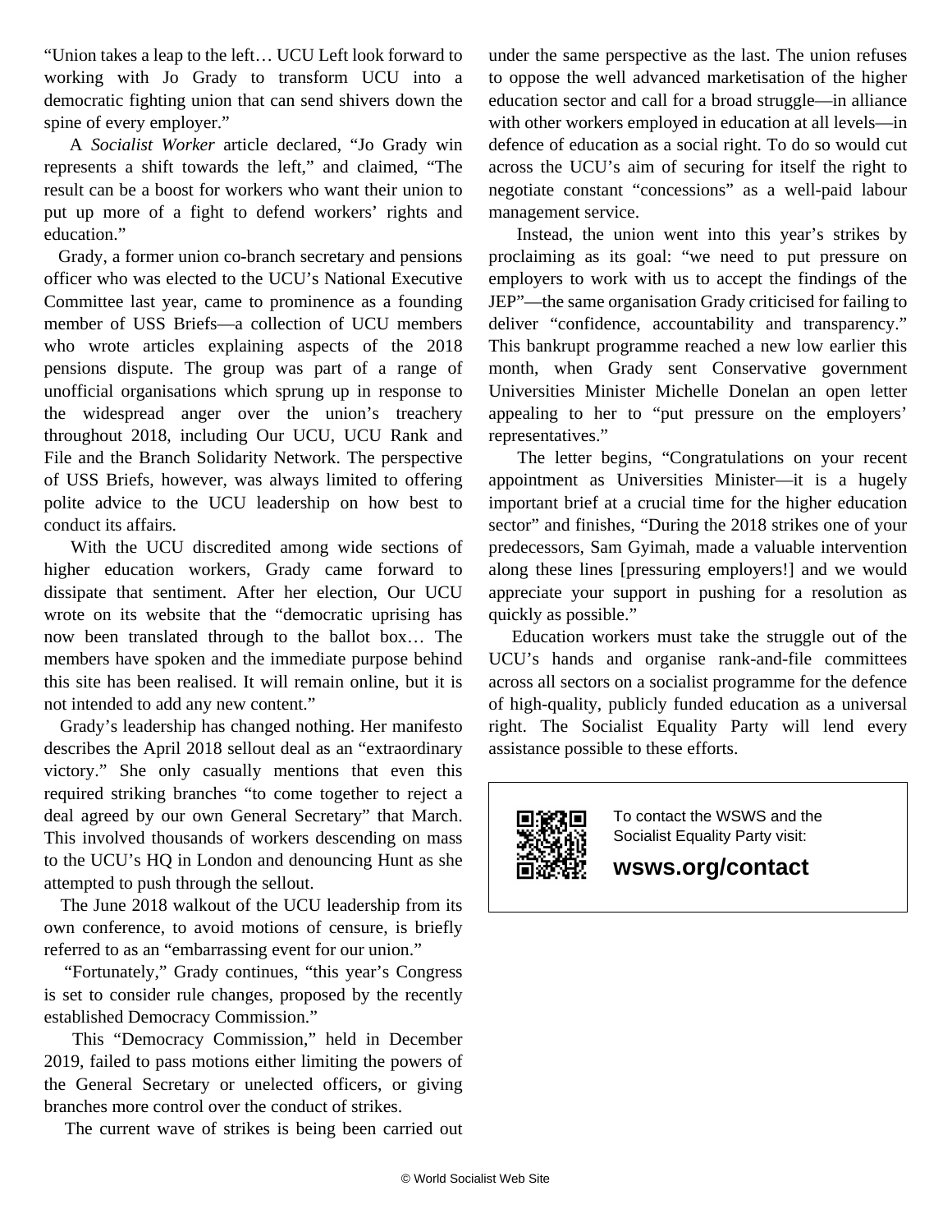"Union takes a leap to the left… UCU Left look forward to working with Jo Grady to transform UCU into a democratic fighting union that can send shivers down the spine of every employer."

A *Socialist Worker* article declared, "Jo Grady win represents a shift towards the left," and claimed, "The result can be a boost for workers who want their union to put up more of a fight to defend workers' rights and education."

Grady, a former union co-branch secretary and pensions officer who was elected to the UCU's National Executive Committee last year, came to prominence as a founding member of USS Briefs—a collection of UCU members who wrote articles explaining aspects of the 2018 pensions dispute. The group was part of a range of unofficial organisations which sprung up in response to the widespread anger over the union's treachery throughout 2018, including Our UCU, UCU Rank and File and the Branch Solidarity Network. The perspective of USS Briefs, however, was always limited to offering polite advice to the UCU leadership on how best to conduct its affairs.

With the UCU discredited among wide sections of higher education workers, Grady came forward to dissipate that sentiment. After her election, Our UCU wrote on its website that the "democratic uprising has now been translated through to the ballot box… The members have spoken and the immediate purpose behind this site has been realised. It will remain online, but it is not intended to add any new content."

Grady's leadership has changed nothing. Her manifesto describes the April 2018 sellout deal as an "extraordinary victory." She only casually mentions that even this required striking branches "to come together to reject a deal agreed by our own General Secretary" that March. This involved thousands of workers descending on mass to the UCU's HQ in London and denouncing Hunt as she attempted to push through the sellout.

The June 2018 walkout of the UCU leadership from its own conference, to avoid motions of censure, is briefly referred to as an "embarrassing event for our union."

"Fortunately," Grady continues, "this year's Congress is set to consider rule changes, proposed by the recently established Democracy Commission."

This "Democracy Commission," held in December 2019, failed to pass motions either limiting the powers of the General Secretary or unelected officers, or giving branches more control over the conduct of strikes.

The current wave of strikes is being been carried out under the same perspective as the last. The union refuses to oppose the well advanced marketisation of the higher education sector and call for a broad struggle—in alliance with other workers employed in education at all levels—in defence of education as a social right. To do so would cut across the UCU's aim of securing for itself the right to negotiate constant "concessions" as a well-paid labour management service.

Instead, the union went into this year's strikes by proclaiming as its goal: "we need to put pressure on employers to work with us to accept the findings of the JEP"—the same organisation Grady criticised for failing to deliver "confidence, accountability and transparency." This bankrupt programme reached a new low earlier this month, when Grady sent Conservative government Universities Minister Michelle Donelan an open letter appealing to her to "put pressure on the employers' representatives."

The letter begins, "Congratulations on your recent appointment as Universities Minister—it is a hugely important brief at a crucial time for the higher education sector" and finishes, "During the 2018 strikes one of your predecessors, Sam Gyimah, made a valuable intervention along these lines [pressuring employers!] and we would appreciate your support in pushing for a resolution as quickly as possible."

Education workers must take the struggle out of the UCU's hands and organise rank-and-file committees across all sectors on a socialist programme for the defence of high-quality, publicly funded education as a universal right. The Socialist Equality Party will lend every assistance possible to these efforts.

To contact the WSWS and the Socialist Equality Party visit:

**wsws.org/contact**